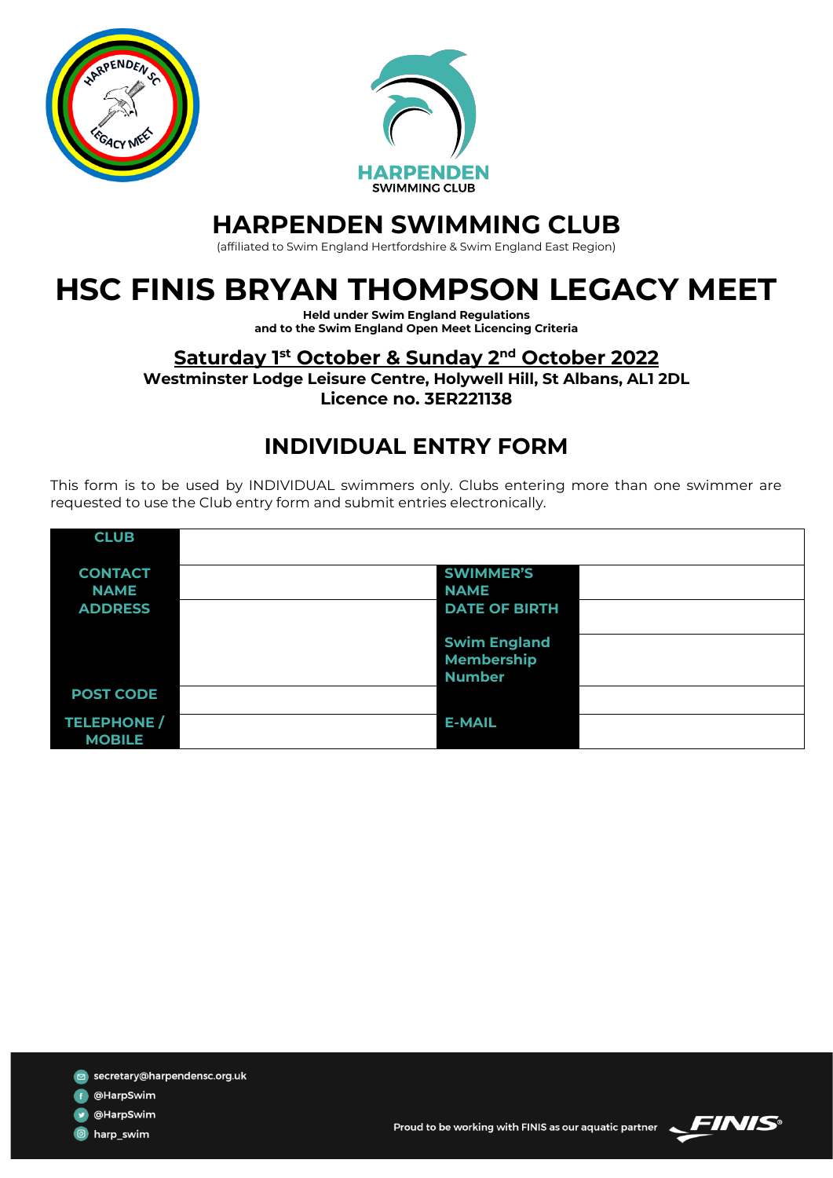# HARPENDEN SWIMMING CLUB

(affiliated to Swim England Hertfordshire & Swim England East Region)

# HSC FINIS BRYAN THOMPSON LEGACY MEET

**Held under Swim England Regulations**
**and to the Swim England Open Meet Licencing Criteria**

**<u>Saturday 1st October & Sunday 2nd October 2022</u>**
**Westminster Lodge Leisure Centre, Holywell Hill, St Albans, AL1 2DL**
**Licence no. 3ER221138**

## INDIVIDUAL ENTRY FORM

This form is to be used by INDIVIDUAL swimmers only. Clubs entering more than one swimmer are requested to use the Club entry form and submit entries electronically.

| **CLUB** | | | |
|---|---|---|---|
| **CONTACT NAME** | | **SWIMMER'S NAME** | |
| **ADDRESS** | | **DATE OF BIRTH** | |
| | | **Swim England Membership Number** | |
| **POST CODE** | | | |
| **TELEPHONE / MOBILE** | | **E-MAIL** | |

secretary@harpendensc.org.uk
@HarpSwim
@HarpSwim
harp_swim

Proud to be working with FINIS as our aquatic partner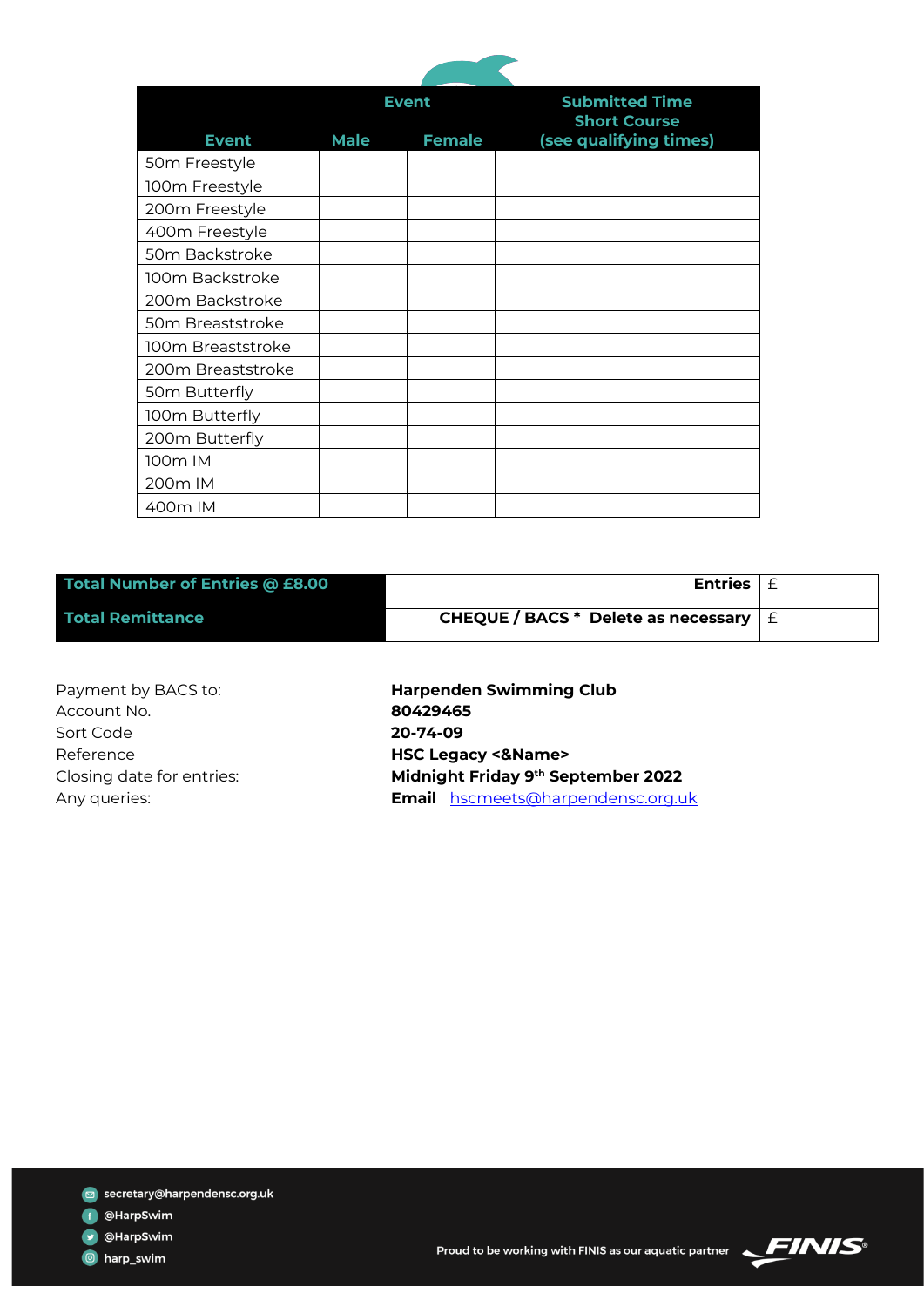| Event | Event | | Submitted Time Short Course (see qualifying times) |
|---|---|---|---|
| | Male | Female | |
| 50m Freestyle | | | |
| 100m Freestyle | | | |
| 200m Freestyle | | | |
| 400m Freestyle | | | |
| 50m Backstroke | | | |
| 100m Backstroke | | | |
| 200m Backstroke | | | |
| 50m Breaststroke | | | |
| 100m Breaststroke | | | |
| 200m Breaststroke | | | |
| 50m Butterfly | | | |
| 100m Butterfly | | | |
| 200m Butterfly | | | |
| 100m IM | | | |
| 200m IM | | | |
| 400m IM | | | |

| | | |
|---|---|---|
| **Total Number of Entries @ £8.00** | **Entries** | £ |
| **Total Remittance** | **CHEQUE / BACS * Delete as necessary** | £ |

| | |
|---|---|
| Payment by BACS to: | **Harpenden Swimming Club** |
| Account No. | **80429465** |
| Sort Code | **20-74-09** |
| Reference | **HSC Legacy <&Name>** |
| Closing date for entries: | **Midnight Friday 9th September 2022** |
| Any queries: | **Email** hscmeets@harpendensc.org.uk |

secretary@harpendensc.org.uk
@HarpSwim
@HarpSwim
harp_swim

Proud to be working with FINIS as our aquatic partner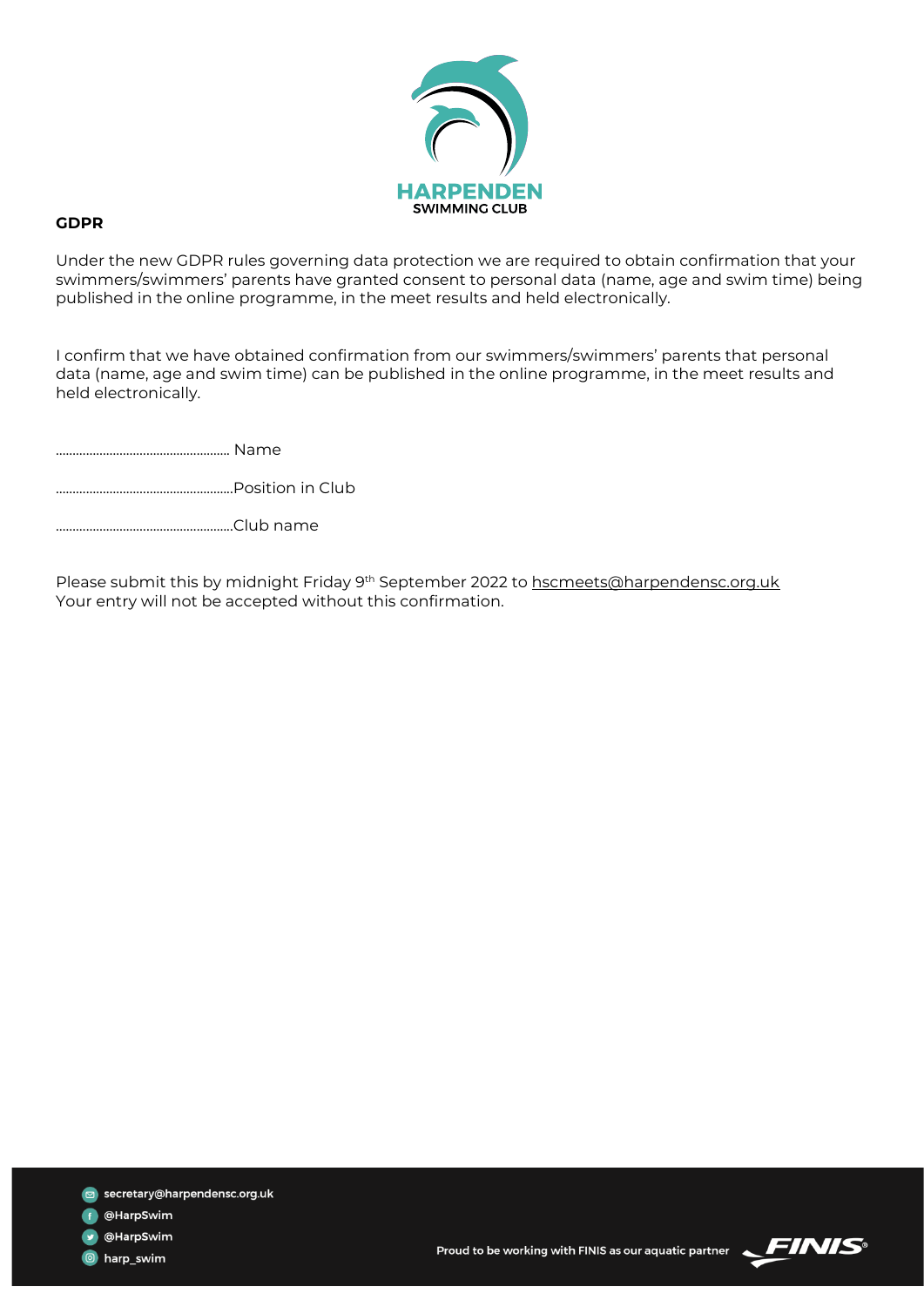HARPENDEN
SWIMMING CLUB

**GDPR**

Under the new GDPR rules governing data protection we are required to obtain confirmation that your swimmers/swimmers' parents have granted consent to personal data (name, age and swim time) being published in the online programme, in the meet results and held electronically.

I confirm that we have obtained confirmation from our swimmers/swimmers' parents that personal data (name, age and swim time) can be published in the online programme, in the meet results and held electronically.

…………………………………………… Name

……………………………………………Position in Club

……………………………………………Club name

Please submit this by midnight Friday 9th September 2022 to hscmeets@harpendensc.org.uk
Your entry will not be accepted without this confirmation.

secretary@harpendensc.org.uk
@HarpSwim
@HarpSwim
harp_swim

Proud to be working with FINIS as our aquatic partner